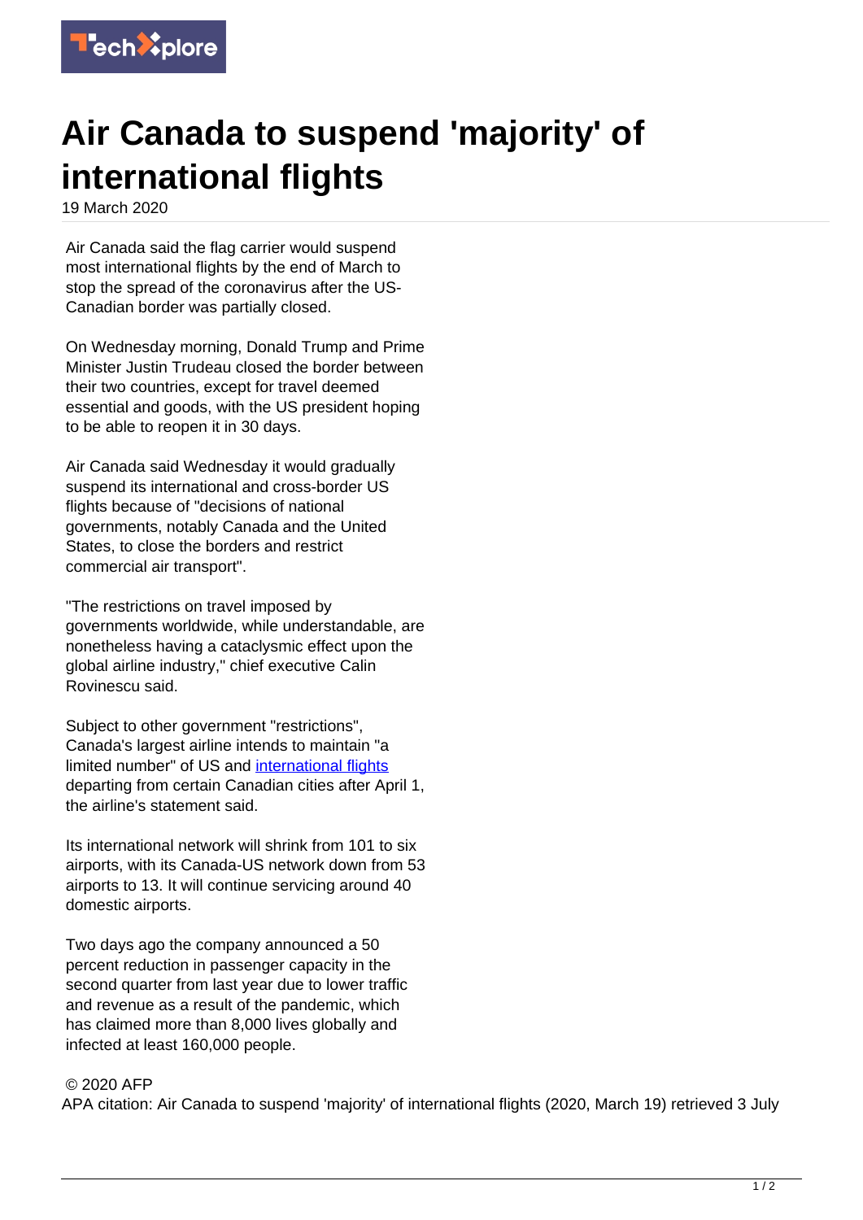# Air Canada to suspend 'majority' of international flights

19 March 2020

Air Canada said the flag carrier would suspend most international flights by the end of March to stop the spread of the coronavirus after the US-Canadian border was partially closed.

On Wednesday morning, Donald Trump and Prime Minister Justin Trudeau closed the border between their two countries, except for travel deemed essential and goods, with the US president hoping to be able to reopen it in 30 days.

Air Canada said Wednesday it would gradually suspend its international and cross-border US flights because of "decisions of national governments, notably Canada and the United States, to close the borders and restrict commercial air transport".

"The restrictions on travel imposed by governments worldwide, while understandable, are nonetheless having a cataclysmic effect upon the global airline industry," chief executive Calin Rovinescu said.

Subject to other government "restrictions", Canada's largest airline intends to maintain "a limited number" of US and international flights departing from certain Canadian cities after April 1, the airline's statement said.

Its international network will shrink from 101 to six airports, with its Canada-US network down from 53 airports to 13. It will continue servicing around 40 domestic airports.

Two days ago the company announced a 50 percent reduction in passenger capacity in the second quarter from last year due to lower traffic and revenue as a result of the pandemic, which has claimed more than 8,000 lives globally and infected at least 160,000 people.

© 2020 AFP

APA citation: Air Canada to suspend 'majority' of international flights (2020, March 19) retrieved 3 July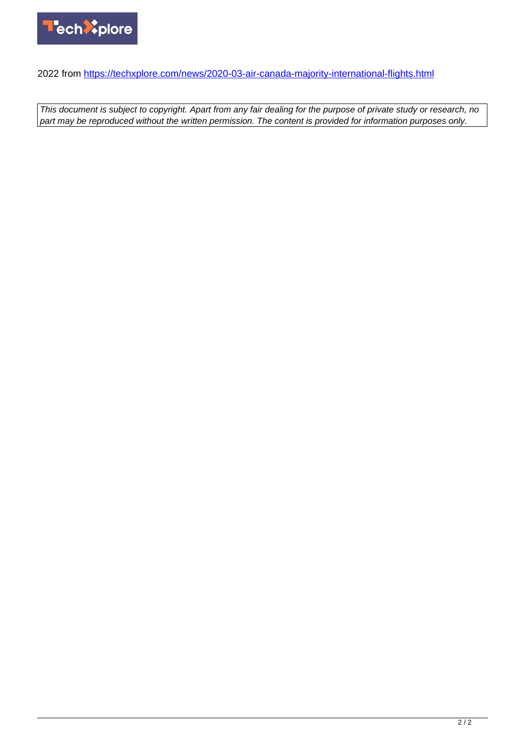2022 from https://techxplore.com/news/2020-03-air-canada-majority-international-flights.html

*This document is subject to copyright. Apart from any fair dealing for the purpose of private study or research, no part may be reproduced without the written permission. The content is provided for information purposes only.*